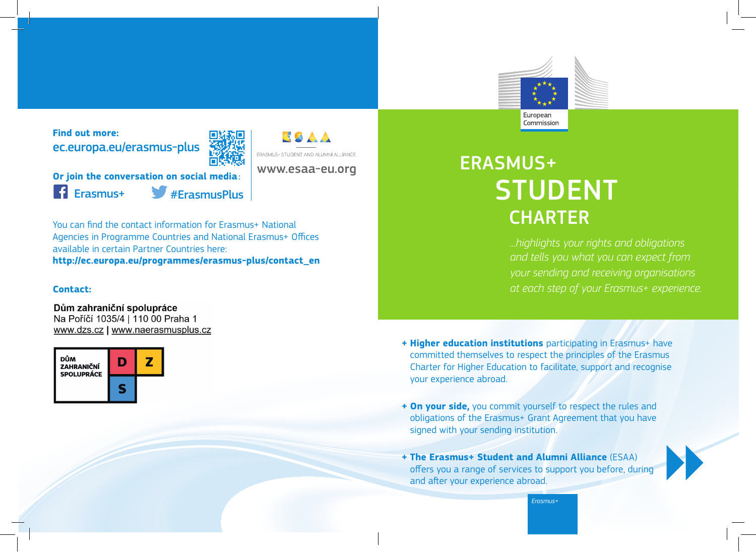# ERASMUS+ STUDENT CHARTER

*...highlights your rights and obligations and tells you what you can expect from your sending and receiving organisations at each step of your Erasmus+ experience.*

European Commission

+ **Higher education institutions** participating in Erasmus+ have committed themselves to respect the principles of the Erasmus Charter for Higher Education to facilitate, support and recognise your experience abroad.

+ **On your side,** you commit yourself to respect the rules and obligations of the Erasmus+ Grant Agreement that you have signed with your sending institution.

+ **The Erasmus+ Student and Alumni Alliance** (ESAA) offers you a range of services to support you before, during and after your experience abroad.

*Erasmus+*

**Find out more:**

ec.europa.eu/erasmus-plus

**Or join the conversation on social media**:

Erasmus+ #ErasmusPlus

ESAA – ERASMUS+ STUDENT AND ALUMNI ALLIANCE

www.esaa-eu.org

You can find the contact information for Erasmus+ National Agencies in Programme Countries and National Erasmus+ Offices available in certain Partner Countries here:
**http://ec.europa.eu/programmes/erasmus-plus/contact_en**

**Contact:**

**Dům zahraniční spolupráce**
Na Poříčí 1035/4 | 110 00 Praha 1
www.dzs.cz | www.naerasmusplus.cz

DŮM ZAHRANIČNÍ SPOLUPRÁCE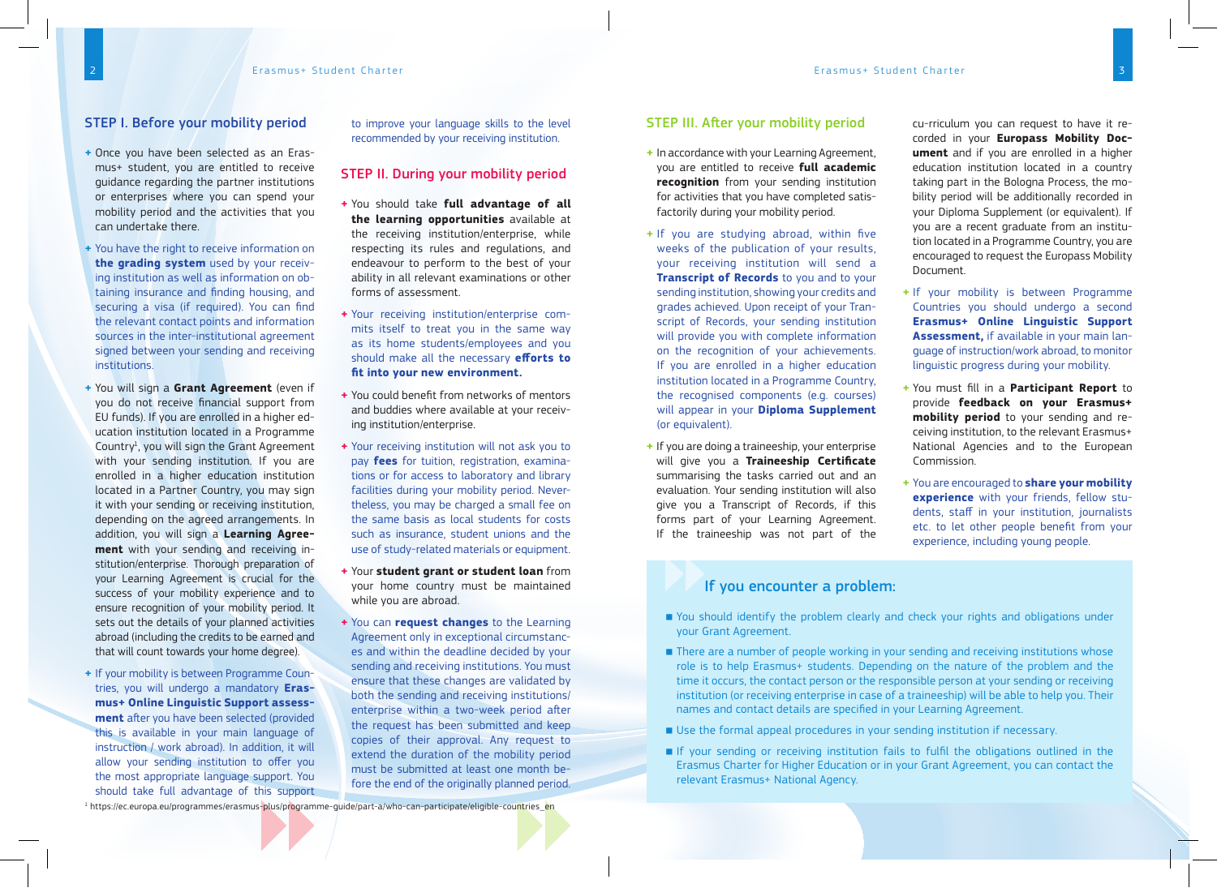## STEP I. Before your mobility period

- Once you have been selected as an Erasmus+ student, you are entitled to receive guidance regarding the partner institutions or enterprises where you can spend your mobility period and the activities that you can undertake there.
- You have the right to receive information on **the grading system** used by your receiving institution as well as information on obtaining insurance and finding housing, and securing a visa (if required). You can find the relevant contact points and information sources in the inter-institutional agreement signed between your sending and receiving institutions.
- You will sign a **Grant Agreement** (even if you do not receive financial support from EU funds). If you are enrolled in a higher education institution located in a Programme Country[1], you will sign the Grant Agreement with your sending institution. If you are enrolled in a higher education institution located in a Partner Country, you may sign it with your sending or receiving institution, depending on the agreed arrangements. In addition, you will sign a **Learning Agreement** with your sending and receiving institution/enterprise. Thorough preparation of your Learning Agreement is crucial for the success of your mobility experience and to ensure recognition of your mobility period. It sets out the details of your planned activities abroad (including the credits to be earned and that will count towards your home degree).
- If your mobility is between Programme Countries, you will undergo a mandatory **Erasmus+ Online Linguistic Support assessment** after you have been selected (provided this is available in your main language of instruction / work abroad). In addition, it will allow your sending institution to offer you the most appropriate language support. You should take full advantage of this support to improve your language skills to the level recommended by your receiving institution.

## STEP II. During your mobility period

- You should take **full advantage of all the learning opportunities** available at the receiving institution/enterprise, while respecting its rules and regulations, and endeavour to perform to the best of your ability in all relevant examinations or other forms of assessment.
- Your receiving institution/enterprise commits itself to treat you in the same way as its home students/employees and you should make all the necessary **efforts to fit into your new environment.**
- You could benefit from networks of mentors and buddies where available at your receiving institution/enterprise.
- Your receiving institution will not ask you to pay **fees** for tuition, registration, examinations or for access to laboratory and library facilities during your mobility period. Nevertheless, you may be charged a small fee on the same basis as local students for costs such as insurance, student unions and the use of study-related materials or equipment.
- Your **student grant or student loan** from your home country must be maintained while you are abroad.
- You can **request changes** to the Learning Agreement only in exceptional circumstances and within the deadline decided by your sending and receiving institutions. You must ensure that these changes are validated by both the sending and receiving institutions/enterprise within a two-week period after the request has been submitted and keep copies of their approval. Any request to extend the duration of the mobility period must be submitted at least one month before the end of the originally planned period.

[1] https://ec.europa.eu/programmes/erasmus-plus/programme-guide/part-a/who-can-participate/eligible-countries_en

## STEP III. After your mobility period

- In accordance with your Learning Agreement, you are entitled to receive **full academic recognition** from your sending institution for activities that you have completed satisfactorily during your mobility period.
- If you are studying abroad, within five weeks of the publication of your results, your receiving institution will send a **Transcript of Records** to you and to your sending institution, showing your credits and grades achieved. Upon receipt of your Transcript of Records, your sending institution will provide you with complete information on the recognition of your achievements. If you are enrolled in a higher education institution located in a Programme Country, the recognised components (e.g. courses) will appear in your **Diploma Supplement** (or equivalent).
- If you are doing a traineeship, your enterprise will give you a **Traineeship Certificate** summarising the tasks carried out and an evaluation. Your sending institution will also give you a Transcript of Records, if this forms part of your Learning Agreement. If the traineeship was not part of the curriculum you can request to have it recorded in your **Europass Mobility Document** and if you are enrolled in a higher education institution located in a country taking part in the Bologna Process, the mobility period will be additionally recorded in your Diploma Supplement (or equivalent). If you are a recent graduate from an institution located in a Programme Country, you are encouraged to request the Europass Mobility Document.
- If your mobility is between Programme Countries you should undergo a second **Erasmus+ Online Linguistic Support Assessment,** if available in your main language of instruction/work abroad, to monitor linguistic progress during your mobility.
- You must fill in a **Participant Report** to provide **feedback on your Erasmus+ mobility period** to your sending and receiving institution, to the relevant Erasmus+ National Agencies and to the European Commission.
- You are encouraged to **share your mobility experience** with your friends, fellow students, staff in your institution, journalists etc. to let other people benefit from your experience, including young people.

### If you encounter a problem:

- You should identify the problem clearly and check your rights and obligations under your Grant Agreement.
- There are a number of people working in your sending and receiving institutions whose role is to help Erasmus+ students. Depending on the nature of the problem and the time it occurs, the contact person or the responsible person at your sending or receiving institution (or receiving enterprise in case of a traineeship) will be able to help you. Their names and contact details are specified in your Learning Agreement.
- Use the formal appeal procedures in your sending institution if necessary.
- If your sending or receiving institution fails to fulfil the obligations outlined in the Erasmus Charter for Higher Education or in your Grant Agreement, you can contact the relevant Erasmus+ National Agency.